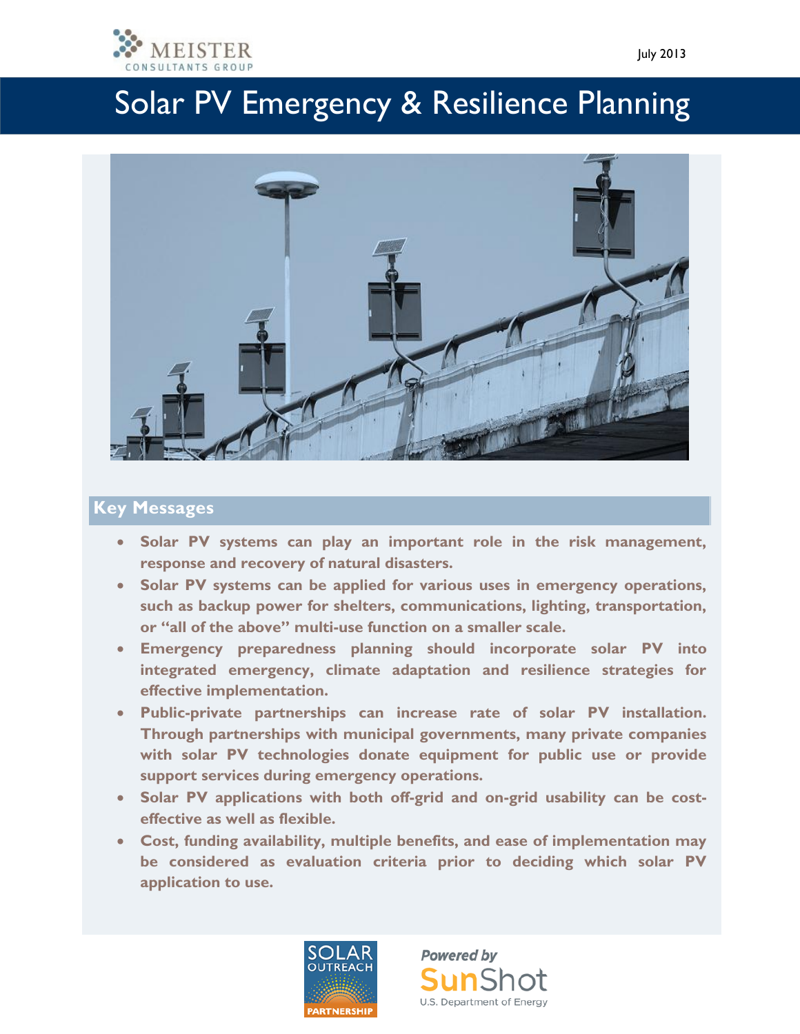July 2013

# Solar PV Emergency & Resilience Planning

## Key Messages

- **Solar PV systems can play an important role in the risk management, response and recovery of natural disasters.**
- **Solar PV systems can be applied for various uses in emergency operations, such as backup power for shelters, communications, lighting, transportation, or "all of the above" multi-use function on a smaller scale.**
- **Emergency preparedness planning should incorporate solar PV into integrated emergency, climate adaptation and resilience strategies for effective implementation.**
- **Public-private partnerships can increase rate of solar PV installation. Through partnerships with municipal governments, many private companies with solar PV technologies donate equipment for public use or provide support services during emergency operations.**
- **Solar PV applications with both off-grid and on-grid usability can be cost-effective as well as flexible.**
- **Cost, funding availability, multiple benefits, and ease of implementation may be considered as evaluation criteria prior to deciding which solar PV application to use.**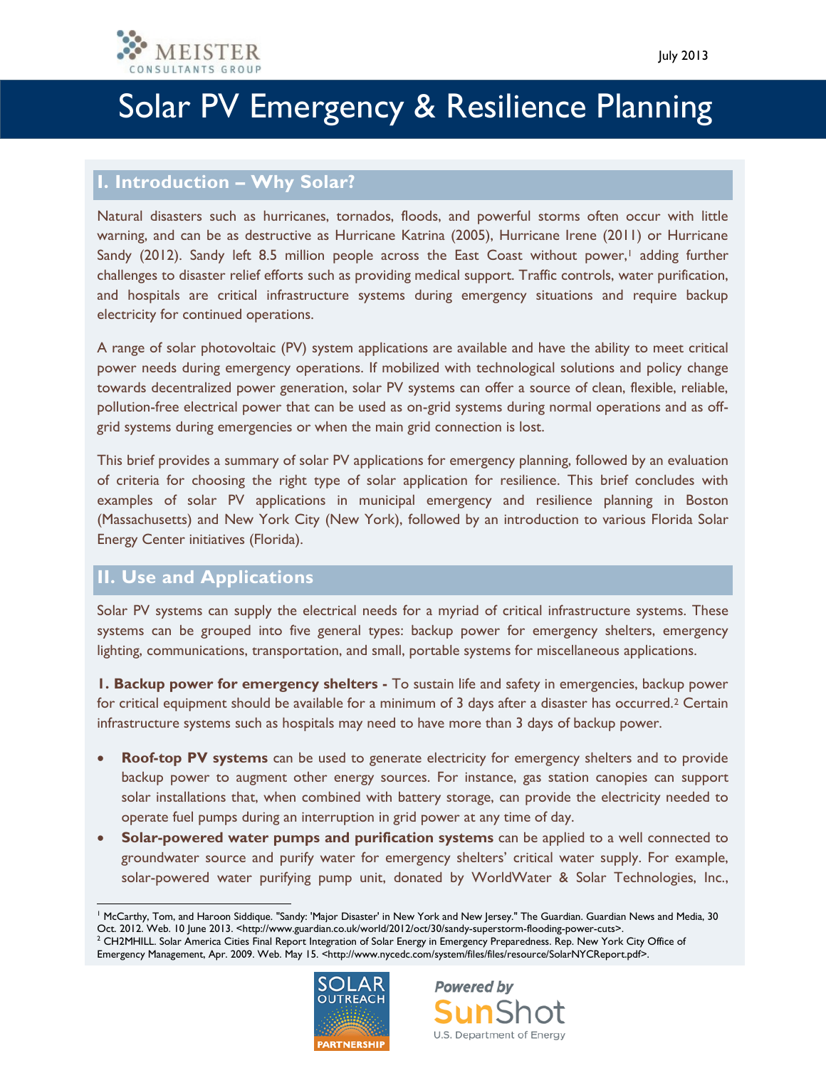July 2013

# Solar PV Emergency & Resilience Planning

## I. Introduction – Why Solar?

Natural disasters such as hurricanes, tornados, floods, and powerful storms often occur with little warning, and can be as destructive as Hurricane Katrina (2005), Hurricane Irene (2011) or Hurricane Sandy (2012). Sandy left 8.5 million people across the East Coast without power,[1] adding further challenges to disaster relief efforts such as providing medical support. Traffic controls, water purification, and hospitals are critical infrastructure systems during emergency situations and require backup electricity for continued operations.

A range of solar photovoltaic (PV) system applications are available and have the ability to meet critical power needs during emergency operations. If mobilized with technological solutions and policy change towards decentralized power generation, solar PV systems can offer a source of clean, flexible, reliable, pollution-free electrical power that can be used as on-grid systems during normal operations and as off-grid systems during emergencies or when the main grid connection is lost.

This brief provides a summary of solar PV applications for emergency planning, followed by an evaluation of criteria for choosing the right type of solar application for resilience. This brief concludes with examples of solar PV applications in municipal emergency and resilience planning in Boston (Massachusetts) and New York City (New York), followed by an introduction to various Florida Solar Energy Center initiatives (Florida).

## II. Use and Applications

Solar PV systems can supply the electrical needs for a myriad of critical infrastructure systems. These systems can be grouped into five general types: backup power for emergency shelters, emergency lighting, communications, transportation, and small, portable systems for miscellaneous applications.

**1. Backup power for emergency shelters -** To sustain life and safety in emergencies, backup power for critical equipment should be available for a minimum of 3 days after a disaster has occurred.[2] Certain infrastructure systems such as hospitals may need to have more than 3 days of backup power.

- **Roof-top PV systems** can be used to generate electricity for emergency shelters and to provide backup power to augment other energy sources. For instance, gas station canopies can support solar installations that, when combined with battery storage, can provide the electricity needed to operate fuel pumps during an interruption in grid power at any time of day.
- **Solar-powered water pumps and purification systems** can be applied to a well connected to groundwater source and purify water for emergency shelters' critical water supply. For example, solar-powered water purifying pump unit, donated by WorldWater & Solar Technologies, Inc.,

---

[1] McCarthy, Tom, and Haroon Siddique. "Sandy: 'Major Disaster' in New York and New Jersey." The Guardian. Guardian News and Media, 30 Oct. 2012. Web. 10 June 2013. <http://www.guardian.co.uk/world/2012/oct/30/sandy-superstorm-flooding-power-cuts>.

[2] CH2MHILL. Solar America Cities Final Report Integration of Solar Energy in Emergency Preparedness. Rep. New York City Office of Emergency Management, Apr. 2009. Web. May 15. <http://www.nycedc.com/system/files/files/resource/SolarNYCReport.pdf>.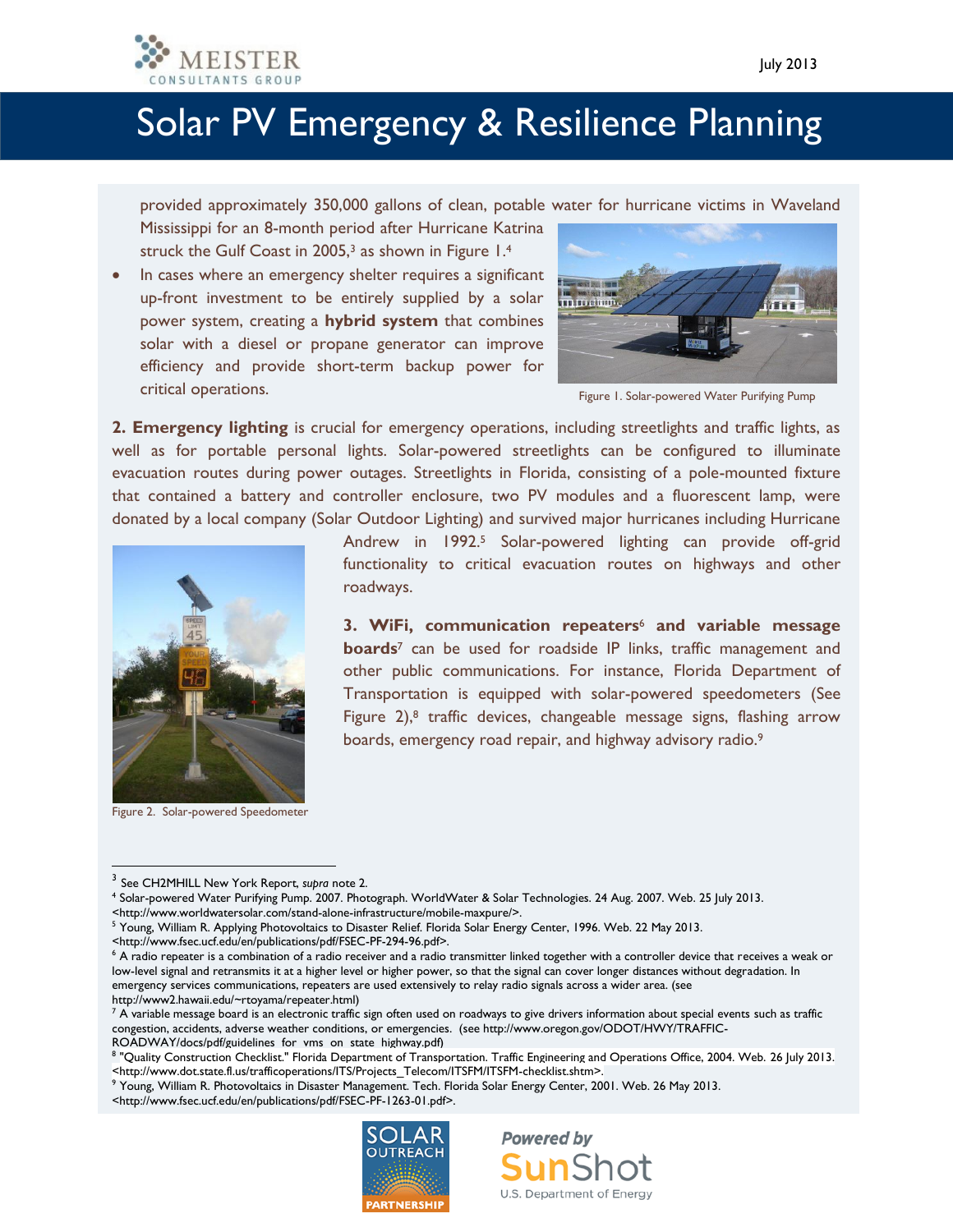provided approximately 350,000 gallons of clean, potable water for hurricane victims in Waveland Mississippi for an 8-month period after Hurricane Katrina struck the Gulf Coast in 2005,[3] as shown in Figure 1.[4]

- In cases where an emergency shelter requires a significant up-front investment to be entirely supplied by a solar power system, creating a **hybrid system** that combines solar with a diesel or propane generator can improve efficiency and provide short-term backup power for critical operations.

Figure 1. Solar-powered Water Purifying Pump

**2. Emergency lighting** is crucial for emergency operations, including streetlights and traffic lights, as well as for portable personal lights. Solar-powered streetlights can be configured to illuminate evacuation routes during power outages. Streetlights in Florida, consisting of a pole-mounted fixture that contained a battery and controller enclosure, two PV modules and a fluorescent lamp, were donated by a local company (Solar Outdoor Lighting) and survived major hurricanes including Hurricane Andrew in 1992.[5] Solar-powered lighting can provide off-grid functionality to critical evacuation routes on highways and other roadways.

**3. WiFi, communication repeaters**[6] **and variable message boards**[7] can be used for roadside IP links, traffic management and other public communications. For instance, Florida Department of Transportation is equipped with solar-powered speedometers (See Figure 2),[8] traffic devices, changeable message signs, flashing arrow boards, emergency road repair, and highway advisory radio.[9]

Figure 2. Solar-powered Speedometer

---

[3] See CH2MHILL New York Report, *supra* note 2.

[4] Solar-powered Water Purifying Pump. 2007. Photograph. WorldWater & Solar Technologies. 24 Aug. 2007. Web. 25 July 2013. <http://www.worldwatersolar.com/stand-alone-infrastructure/mobile-maxpure/>.

[5] Young, William R. Applying Photovoltaics to Disaster Relief. Florida Solar Energy Center, 1996. Web. 22 May 2013. <http://www.fsec.ucf.edu/en/publications/pdf/FSEC-PF-294-96.pdf>.

[6] A radio repeater is a combination of a radio receiver and a radio transmitter linked together with a controller device that receives a weak or low-level signal and retransmits it at a higher level or higher power, so that the signal can cover longer distances without degradation. In emergency services communications, repeaters are used extensively to relay radio signals across a wider area. (see http://www2.hawaii.edu/~rtoyama/repeater.html)

[7] A variable message board is an electronic traffic sign often used on roadways to give drivers information about special events such as traffic congestion, accidents, adverse weather conditions, or emergencies. (see http://www.oregon.gov/ODOT/HWY/TRAFFIC-ROADWAY/docs/pdf/guidelines for vms on state highway.pdf)

[8] "Quality Construction Checklist." Florida Department of Transportation. Traffic Engineering and Operations Office, 2004. Web. 26 July 2013. <http://www.dot.state.fl.us/trafficoperations/ITS/Projects_Telecom/ITSFM/ITSFM-checklist.shtm>.

[9] Young, William R. Photovoltaics in Disaster Management. Tech. Florida Solar Energy Center, 2001. Web. 26 May 2013. <http://www.fsec.ucf.edu/en/publications/pdf/FSEC-PF-1263-01.pdf>.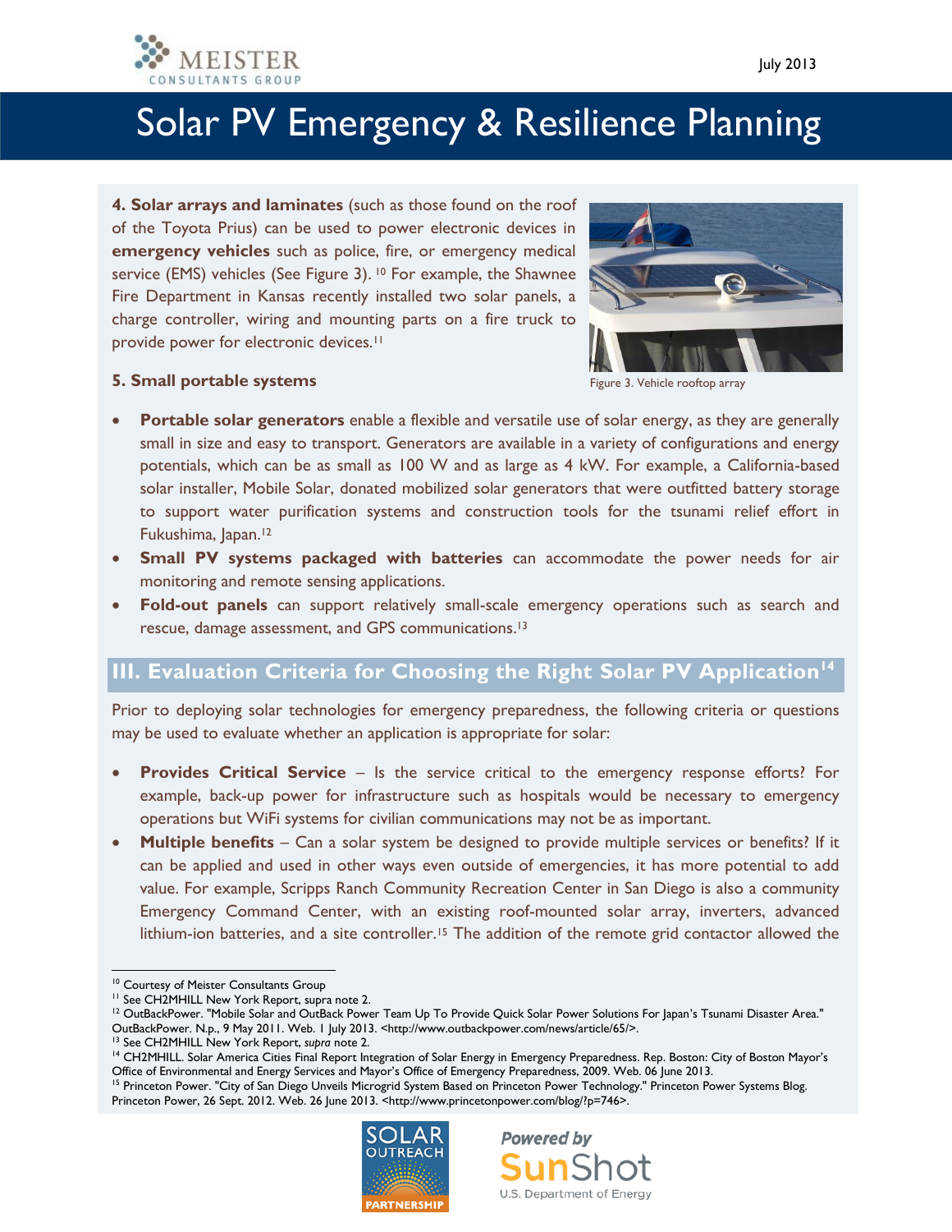**4. Solar arrays and laminates** (such as those found on the roof of the Toyota Prius) can be used to power electronic devices in **emergency vehicles** such as police, fire, or emergency medical service (EMS) vehicles (See Figure 3). [10] For example, the Shawnee Fire Department in Kansas recently installed two solar panels, a charge controller, wiring and mounting parts on a fire truck to provide power for electronic devices.[11]

Figure 3. Vehicle rooftop array

**5. Small portable systems**

- **Portable solar generators** enable a flexible and versatile use of solar energy, as they are generally small in size and easy to transport. Generators are available in a variety of configurations and energy potentials, which can be as small as 100 W and as large as 4 kW. For example, a California-based solar installer, Mobile Solar, donated mobilized solar generators that were outfitted battery storage to support water purification systems and construction tools for the tsunami relief effort in Fukushima, Japan.[12]
- **Small PV systems packaged with batteries** can accommodate the power needs for air monitoring and remote sensing applications.
- **Fold-out panels** can support relatively small-scale emergency operations such as search and rescue, damage assessment, and GPS communications.[13]

## III. Evaluation Criteria for Choosing the Right Solar PV Application[14]

Prior to deploying solar technologies for emergency preparedness, the following criteria or questions may be used to evaluate whether an application is appropriate for solar:

- **Provides Critical Service** – Is the service critical to the emergency response efforts? For example, back-up power for infrastructure such as hospitals would be necessary to emergency operations but WiFi systems for civilian communications may not be as important.
- **Multiple benefits** – Can a solar system be designed to provide multiple services or benefits? If it can be applied and used in other ways even outside of emergencies, it has more potential to add value. For example, Scripps Ranch Community Recreation Center in San Diego is also a community Emergency Command Center, with an existing roof-mounted solar array, inverters, advanced lithium-ion batteries, and a site controller.[15] The addition of the remote grid contactor allowed the

---

[10] Courtesy of Meister Consultants Group
[11] See CH2MHILL New York Report, supra note 2.
[12] OutBackPower. "Mobile Solar and OutBack Power Team Up To Provide Quick Solar Power Solutions For Japan's Tsunami Disaster Area." OutBackPower. N.p., 9 May 2011. Web. 1 July 2013. <http://www.outbackpower.com/news/article/65/>.
[13] See CH2MHILL New York Report, *supra* note 2.
[14] CH2MHILL. Solar America Cities Final Report Integration of Solar Energy in Emergency Preparedness. Rep. Boston: City of Boston Mayor's Office of Environmental and Energy Services and Mayor's Office of Emergency Preparedness, 2009. Web. 06 June 2013.
[15] Princeton Power. "City of San Diego Unveils Microgrid System Based on Princeton Power Technology." Princeton Power Systems Blog. Princeton Power, 26 Sept. 2012. Web. 26 June 2013. <http://www.princetonpower.com/blog/?p=746>.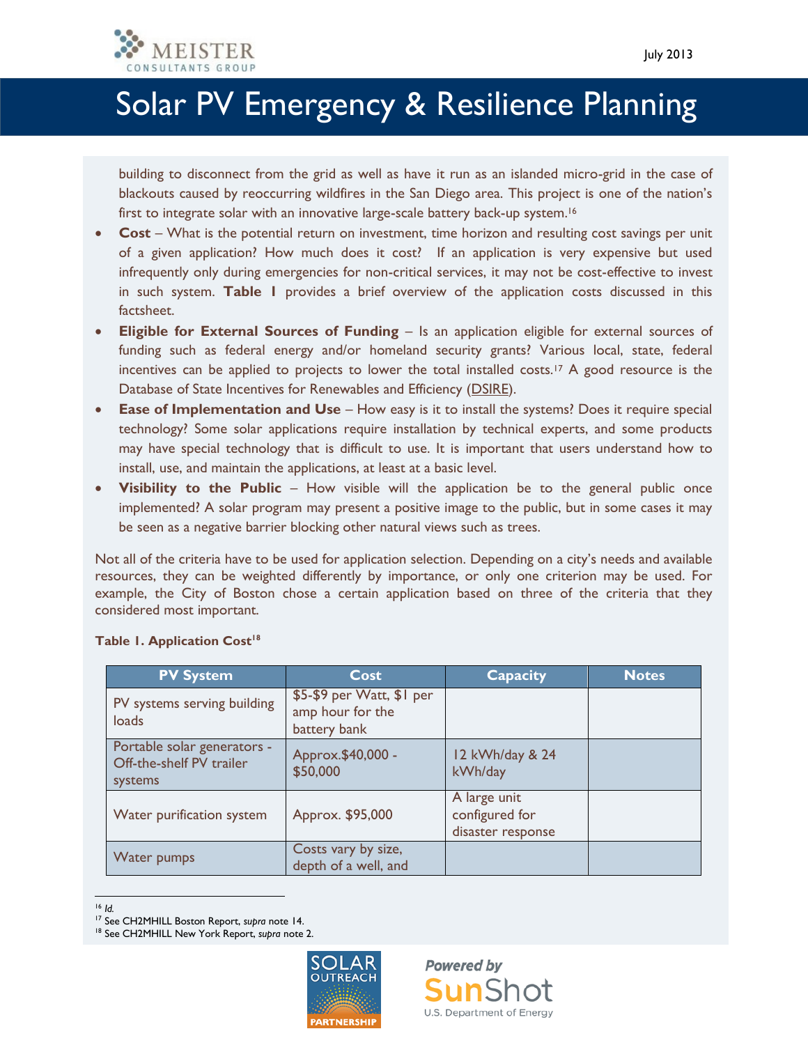building to disconnect from the grid as well as have it run as an islanded micro-grid in the case of blackouts caused by reoccurring wildfires in the San Diego area. This project is one of the nation's first to integrate solar with an innovative large-scale battery back-up system.[16]

- **Cost** – What is the potential return on investment, time horizon and resulting cost savings per unit of a given application? How much does it cost? If an application is very expensive but used infrequently only during emergencies for non-critical services, it may not be cost-effective to invest in such system. **Table 1** provides a brief overview of the application costs discussed in this factsheet.
- **Eligible for External Sources of Funding** – Is an application eligible for external sources of funding such as federal energy and/or homeland security grants? Various local, state, federal incentives can be applied to projects to lower the total installed costs.[17] A good resource is the Database of State Incentives for Renewables and Efficiency (DSIRE).
- **Ease of Implementation and Use** – How easy is it to install the systems? Does it require special technology? Some solar applications require installation by technical experts, and some products may have special technology that is difficult to use. It is important that users understand how to install, use, and maintain the applications, at least at a basic level.
- **Visibility to the Public** – How visible will the application be to the general public once implemented? A solar program may present a positive image to the public, but in some cases it may be seen as a negative barrier blocking other natural views such as trees.

Not all of the criteria have to be used for application selection. Depending on a city's needs and available resources, they can be weighted differently by importance, or only one criterion may be used. For example, the City of Boston chose a certain application based on three of the criteria that they considered most important.

**Table 1. Application Cost[18]**

| PV System | Cost | Capacity | Notes |
|---|---|---|---|
| PV systems serving building loads | $5-$9 per Watt, $1 per amp hour for the battery bank | | |
| Portable solar generators - Off-the-shelf PV trailer systems | Approx.$40,000 - $50,000 | 12 kWh/day & 24 kWh/day | |
| Water purification system | Approx. $95,000 | A large unit configured for disaster response | |
| Water pumps | Costs vary by size, depth of a well, and | | |

[16] *Id.*
[17] See CH2MHILL Boston Report, *supra* note 14.
[18] See CH2MHILL New York Report, *supra* note 2.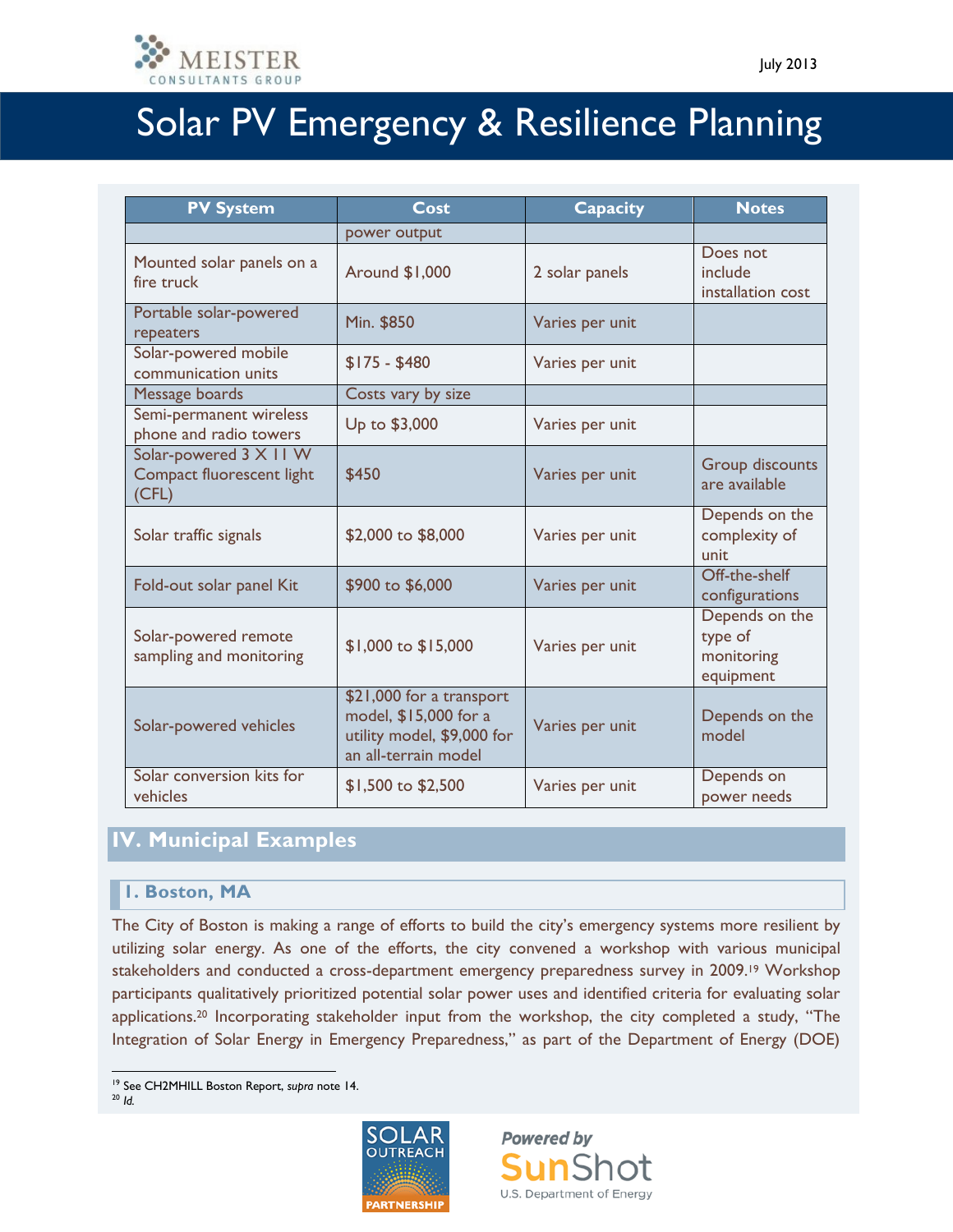| PV System | Cost | Capacity | Notes |
|---|---|---|---|
| | power output | | |
| Mounted solar panels on a fire truck | Around $1,000 | 2 solar panels | Does not include installation cost |
| Portable solar-powered repeaters | Min. $850 | Varies per unit | |
| Solar-powered mobile communication units | $175 - $480 | Varies per unit | |
| Message boards | Costs vary by size | | |
| Semi-permanent wireless phone and radio towers | Up to $3,000 | Varies per unit | |
| Solar-powered 3 X 11 W Compact fluorescent light (CFL) | $450 | Varies per unit | Group discounts are available |
| Solar traffic signals | $2,000 to $8,000 | Varies per unit | Depends on the complexity of unit |
| Fold-out solar panel Kit | $900 to $6,000 | Varies per unit | Off-the-shelf configurations |
| Solar-powered remote sampling and monitoring | $1,000 to $15,000 | Varies per unit | Depends on the type of monitoring equipment |
| Solar-powered vehicles | $21,000 for a transport model, $15,000 for a utility model, $9,000 for an all-terrain model | Varies per unit | Depends on the model |
| Solar conversion kits for vehicles | $1,500 to $2,500 | Varies per unit | Depends on power needs |

## IV. Municipal Examples

### 1. Boston, MA

The City of Boston is making a range of efforts to build the city's emergency systems more resilient by utilizing solar energy. As one of the efforts, the city convened a workshop with various municipal stakeholders and conducted a cross-department emergency preparedness survey in 2009.[19] Workshop participants qualitatively prioritized potential solar power uses and identified criteria for evaluating solar applications.[20] Incorporating stakeholder input from the workshop, the city completed a study, "The Integration of Solar Energy in Emergency Preparedness," as part of the Department of Energy (DOE)

[19] See CH2MHILL Boston Report, *supra* note 14.
[20] *Id.*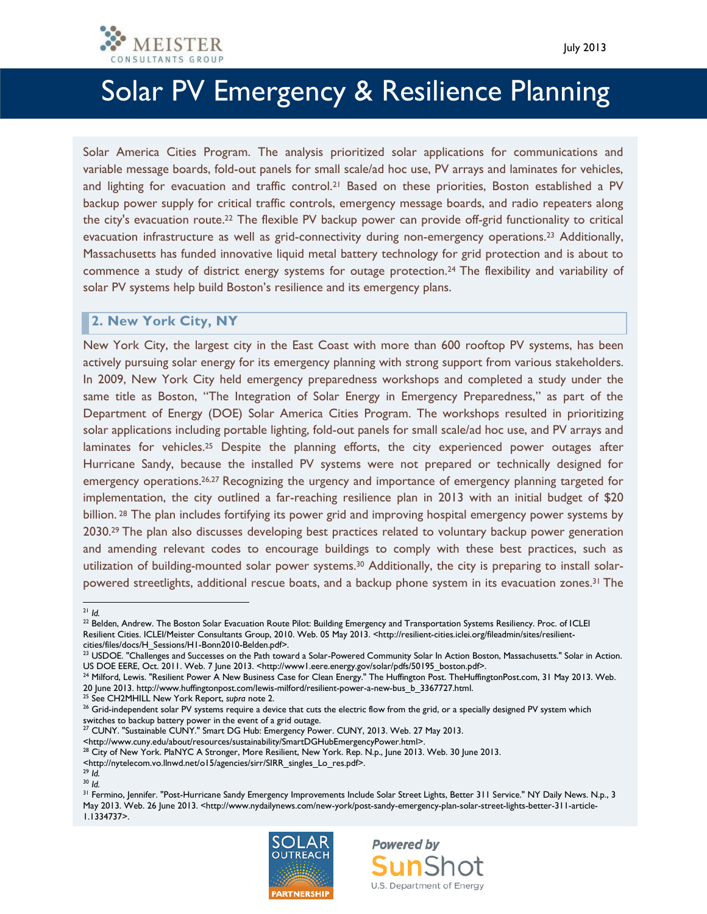Solar America Cities Program. The analysis prioritized solar applications for communications and variable message boards, fold-out panels for small scale/ad hoc use, PV arrays and laminates for vehicles, and lighting for evacuation and traffic control.[21] Based on these priorities, Boston established a PV backup power supply for critical traffic controls, emergency message boards, and radio repeaters along the city's evacuation route.[22] The flexible PV backup power can provide off-grid functionality to critical evacuation infrastructure as well as grid-connectivity during non-emergency operations.[23] Additionally, Massachusetts has funded innovative liquid metal battery technology for grid protection and is about to commence a study of district energy systems for outage protection.[24] The flexibility and variability of solar PV systems help build Boston's resilience and its emergency plans.

## 2. New York City, NY

New York City, the largest city in the East Coast with more than 600 rooftop PV systems, has been actively pursuing solar energy for its emergency planning with strong support from various stakeholders. In 2009, New York City held emergency preparedness workshops and completed a study under the same title as Boston, "The Integration of Solar Energy in Emergency Preparedness," as part of the Department of Energy (DOE) Solar America Cities Program. The workshops resulted in prioritizing solar applications including portable lighting, fold-out panels for small scale/ad hoc use, and PV arrays and laminates for vehicles.[25] Despite the planning efforts, the city experienced power outages after Hurricane Sandy, because the installed PV systems were not prepared or technically designed for emergency operations.[26,27] Recognizing the urgency and importance of emergency planning targeted for implementation, the city outlined a far-reaching resilience plan in 2013 with an initial budget of $20 billion.[28] The plan includes fortifying its power grid and improving hospital emergency power systems by 2030.[29] The plan also discusses developing best practices related to voluntary backup power generation and amending relevant codes to encourage buildings to comply with these best practices, such as utilization of building-mounted solar power systems.[30] Additionally, the city is preparing to install solar-powered streetlights, additional rescue boats, and a backup phone system in its evacuation zones.[31] The

---

[21] *Id.*

[22] Belden, Andrew. The Boston Solar Evacuation Route Pilot: Building Emergency and Transportation Systems Resiliency. Proc. of ICLEI Resilient Cities. ICLEI/Meister Consultants Group, 2010. Web. 05 May 2013. <http://resilient-cities.iclei.org/fileadmin/sites/resilient-cities/files/docs/H_Sessions/H1-Bonn2010-Belden.pdf>.

[23] USDOE. "Challenges and Successes on the Path toward a Solar-Powered Community Solar In Action Boston, Massachusetts." Solar in Action. US DOE EERE, Oct. 2011. Web. 7 June 2013. <http://www1.eere.energy.gov/solar/pdfs/50195_boston.pdf>.

[24] Milford, Lewis. "Resilient Power A New Business Case for Clean Energy." The Huffington Post. TheHuffingtonPost.com, 31 May 2013. Web. 20 June 2013. http://www.huffingtonpost.com/lewis-milford/resilient-power-a-new-bus_b_3367727.html.

[25] See CH2MHILL New York Report, *supra* note 2.

[26] Grid-independent solar PV systems require a device that cuts the electric flow from the grid, or a specially designed PV system which switches to backup battery power in the event of a grid outage.

[27] CUNY. "Sustainable CUNY." Smart DG Hub: Emergency Power. CUNY, 2013. Web. 27 May 2013. <http://www.cuny.edu/about/resources/sustainability/SmartDGHubEmergencyPower.html>.

[28] City of New York. PlaNYC A Stronger, More Resilient, New York. Rep. N.p., June 2013. Web. 30 June 2013. <http://nytelecom.vo.llnwd.net/o15/agencies/sirr/SIRR_singles_Lo_res.pdf>.

[29] *Id.*

[30] *Id.*

[31] Fermino, Jennifer. "Post-Hurricane Sandy Emergency Improvements Include Solar Street Lights, Better 311 Service." NY Daily News. N.p., 3 May 2013. Web. 26 June 2013. <http://www.nydailynews.com/new-york/post-sandy-emergency-plan-solar-street-lights-better-311-article-1.1334737>.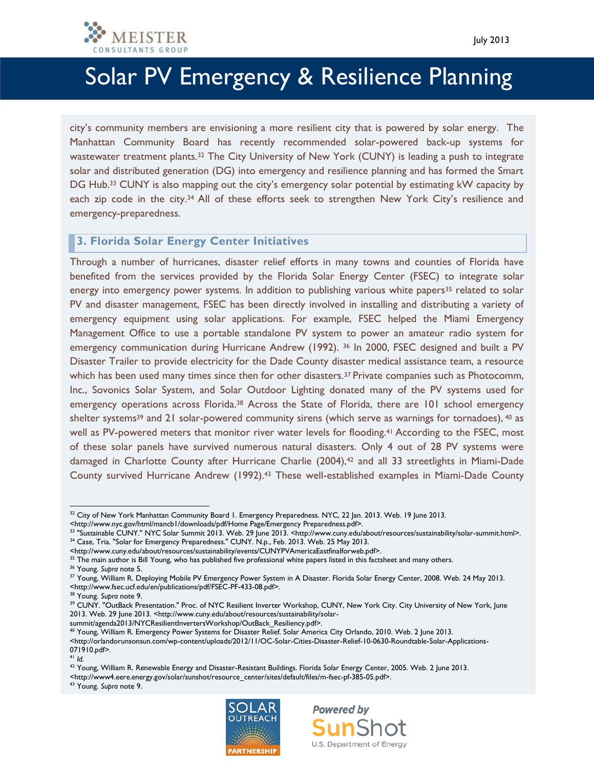city's community members are envisioning a more resilient city that is powered by solar energy. The Manhattan Community Board has recently recommended solar-powered back-up systems for wastewater treatment plants.[32] The City University of New York (CUNY) is leading a push to integrate solar and distributed generation (DG) into emergency and resilience planning and has formed the Smart DG Hub.[33] CUNY is also mapping out the city's emergency solar potential by estimating kW capacity by each zip code in the city.[34] All of these efforts seek to strengthen New York City's resilience and emergency-preparedness.

## 3. Florida Solar Energy Center Initiatives

Through a number of hurricanes, disaster relief efforts in many towns and counties of Florida have benefited from the services provided by the Florida Solar Energy Center (FSEC) to integrate solar energy into emergency power systems. In addition to publishing various white papers[35] related to solar PV and disaster management, FSEC has been directly involved in installing and distributing a variety of emergency equipment using solar applications. For example, FSEC helped the Miami Emergency Management Office to use a portable standalone PV system to power an amateur radio system for emergency communication during Hurricane Andrew (1992).[36] In 2000, FSEC designed and built a PV Disaster Trailer to provide electricity for the Dade County disaster medical assistance team, a resource which has been used many times since then for other disasters.[37] Private companies such as Photocomm, Inc., Sovonics Solar System, and Solar Outdoor Lighting donated many of the PV systems used for emergency operations across Florida.[38] Across the State of Florida, there are 101 school emergency shelter systems[39] and 21 solar-powered community sirens (which serve as warnings for tornadoes),[40] as well as PV-powered meters that monitor river levels for flooding.[41] According to the FSEC, most of these solar panels have survived numerous natural disasters. Only 4 out of 28 PV systems were damaged in Charlotte County after Hurricane Charlie (2004),[42] and all 33 streetlights in Miami-Dade County survived Hurricane Andrew (1992).[43] These well-established examples in Miami-Dade County

---

[32] City of New York Manhattan Community Board 1. Emergency Preparedness. NYC, 22 Jan. 2013. Web. 19 June 2013. <http://www.nyc.gov/html/mancb1/downloads/pdf/Home Page/Emergency Preparedness.pdf>.

[33] "Sustainable CUNY." NYC Solar Summit 2013. Web. 29 June 2013. <http://www.cuny.edu/about/resources/sustainability/solar-summit.html>.

[34] Case, Tria. "Solar for Emergency Preparedness." CUNY. N.p., Feb. 2013. Web. 25 May 2013. <http://www.cuny.edu/about/resources/sustainability/events/CUNYPVAmericaEastfinalforweb.pdf>.

[35] The main author is Bill Young, who has published five professional white papers listed in this factsheet and many others.

[36] Young. *Supra* note 5.

[37] Young, William R. Deploying Mobile PV Emergency Power System in A Disaster. Florida Solar Energy Center, 2008. Web. 24 May 2013. <http://www.fsec.ucf.edu/en/publications/pdf/FSEC-PF-433-08.pdf>.

[38] Young. *Supra* note 9.

[39] CUNY. "OutBack Presentation." Proc. of NYC Resilient Inverter Workshop, CUNY, New York City. City University of New York, June 2013. Web. 29 June 2013. <http://www.cuny.edu/about/resources/sustainability/solar-summit/agenda2013/NYCResilientInvertersWorkshop/OutBack_Resiliency.pdf>.

[40] Young, William R. Emergency Power Systems for Disaster Relief. Solar America City Orlando, 2010. Web. 2 June 2013. <http://orlandorunsonsun.com/wp-content/uploads/2012/11/OC-Solar-Cities-Disaster-Relief-10-0630-Roundtable-Solar-Applications-071910.pdf>.

[41] *Id.*

[42] Young, William R. Renewable Energy and Disaster-Resistant Buildings. Florida Solar Energy Center, 2005. Web. 2 June 2013. <http://www4.eere.energy.gov/solar/sunshot/resource_center/sites/default/files/m-fsec-pf-385-05.pdf>.

[43] Young. *Supra* note 9.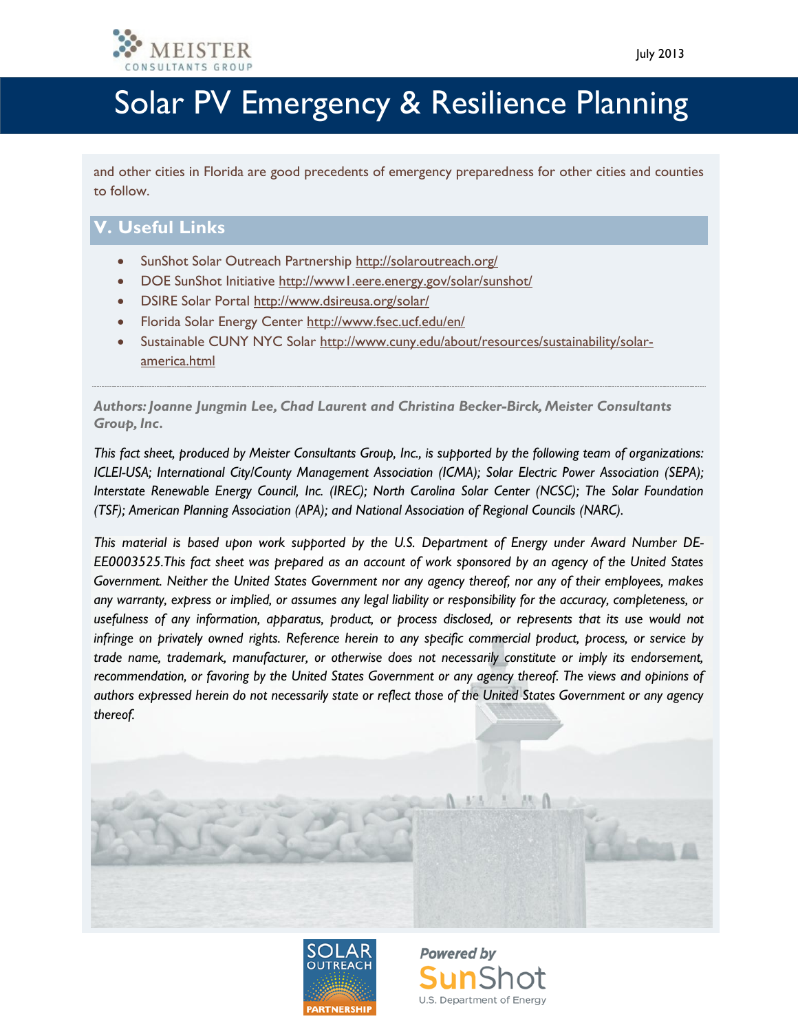and other cities in Florida are good precedents of emergency preparedness for other cities and counties to follow.

## V. Useful Links

- SunShot Solar Outreach Partnership http://solaroutreach.org/
- DOE SunShot Initiative http://www1.eere.energy.gov/solar/sunshot/
- DSIRE Solar Portal http://www.dsireusa.org/solar/
- Florida Solar Energy Center http://www.fsec.ucf.edu/en/
- Sustainable CUNY NYC Solar http://www.cuny.edu/about/resources/sustainability/solar-america.html

***Authors: Joanne Jungmin Lee, Chad Laurent and Christina Becker-Birck, Meister Consultants Group, Inc.***

*This fact sheet, produced by Meister Consultants Group, Inc., is supported by the following team of organizations: ICLEI-USA; International City/County Management Association (ICMA); Solar Electric Power Association (SEPA); Interstate Renewable Energy Council, Inc. (IREC); North Carolina Solar Center (NCSC); The Solar Foundation (TSF); American Planning Association (APA); and National Association of Regional Councils (NARC).*

*This material is based upon work supported by the U.S. Department of Energy under Award Number DE-EE0003525.This fact sheet was prepared as an account of work sponsored by an agency of the United States Government. Neither the United States Government nor any agency thereof, nor any of their employees, makes any warranty, express or implied, or assumes any legal liability or responsibility for the accuracy, completeness, or usefulness of any information, apparatus, product, or process disclosed, or represents that its use would not infringe on privately owned rights. Reference herein to any specific commercial product, process, or service by trade name, trademark, manufacturer, or otherwise does not necessarily constitute or imply its endorsement, recommendation, or favoring by the United States Government or any agency thereof. The views and opinions of authors expressed herein do not necessarily state or reflect those of the United States Government or any agency thereof.*